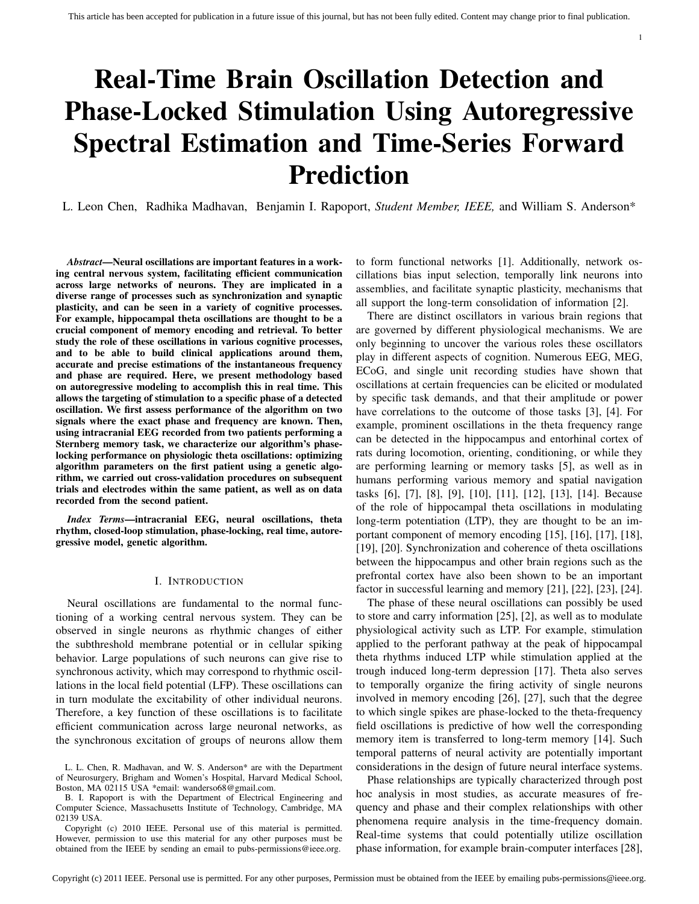# Real-Time Brain Oscillation Detection and Phase-Locked Stimulation Using Autoregressive Spectral Estimation and Time-Series Forward Prediction

L. Leon Chen, Radhika Madhavan, Benjamin I. Rapoport, *Student Member, IEEE,* and William S. Anderson*

***Abstract*—Neural oscillations are important features in a working central nervous system, facilitating efficient communication across large networks of neurons. They are implicated in a diverse range of processes such as synchronization and synaptic plasticity, and can be seen in a variety of cognitive processes. For example, hippocampal theta oscillations are thought to be a crucial component of memory encoding and retrieval. To better study the role of these oscillations in various cognitive processes, and to be able to build clinical applications around them, accurate and precise estimations of the instantaneous frequency and phase are required. Here, we present methodology based on autoregressive modeling to accomplish this in real time. This allows the targeting of stimulation to a specific phase of a detected oscillation. We first assess performance of the algorithm on two signals where the exact phase and frequency are known. Then, using intracranial EEG recorded from two patients performing a Sternberg memory task, we characterize our algorithm's phase-locking performance on physiologic theta oscillations: optimizing algorithm parameters on the first patient using a genetic algorithm, we carried out cross-validation procedures on subsequent trials and electrodes within the same patient, as well as on data recorded from the second patient.**

***Index Terms*—intracranial EEG, neural oscillations, theta rhythm, closed-loop stimulation, phase-locking, real time, autoregressive model, genetic algorithm.**

## I. Introduction

Neural oscillations are fundamental to the normal functioning of a working central nervous system. They can be observed in single neurons as rhythmic changes of either the subthreshold membrane potential or in cellular spiking behavior. Large populations of such neurons can give rise to synchronous activity, which may correspond to rhythmic oscillations in the local field potential (LFP). These oscillations can in turn modulate the excitability of other individual neurons. Therefore, a key function of these oscillations is to facilitate efficient communication across large neuronal networks, as the synchronous excitation of groups of neurons allow them to form functional networks [1]. Additionally, network oscillations bias input selection, temporally link neurons into assemblies, and facilitate synaptic plasticity, mechanisms that all support the long-term consolidation of information [2].

There are distinct oscillators in various brain regions that are governed by different physiological mechanisms. We are only beginning to uncover the various roles these oscillators play in different aspects of cognition. Numerous EEG, MEG, ECoG, and single unit recording studies have shown that oscillations at certain frequencies can be elicited or modulated by specific task demands, and that their amplitude or power have correlations to the outcome of those tasks [3], [4]. For example, prominent oscillations in the theta frequency range can be detected in the hippocampus and entorhinal cortex of rats during locomotion, orienting, conditioning, or while they are performing learning or memory tasks [5], as well as in humans performing various memory and spatial navigation tasks [6], [7], [8], [9], [10], [11], [12], [13], [14]. Because of the role of hippocampal theta oscillations in modulating long-term potentiation (LTP), they are thought to be an important component of memory encoding [15], [16], [17], [18], [19], [20]. Synchronization and coherence of theta oscillations between the hippocampus and other brain regions such as the prefrontal cortex have also been shown to be an important factor in successful learning and memory [21], [22], [23], [24].

The phase of these neural oscillations can possibly be used to store and carry information [25], [2], as well as to modulate physiological activity such as LTP. For example, stimulation applied to the perforant pathway at the peak of hippocampal theta rhythms induced LTP while stimulation applied at the trough induced long-term depression [17]. Theta also serves to temporally organize the firing activity of single neurons involved in memory encoding [26], [27], such that the degree to which single spikes are phase-locked to the theta-frequency field oscillations is predictive of how well the corresponding memory item is transferred to long-term memory [14]. Such temporal patterns of neural activity are potentially important considerations in the design of future neural interface systems.

Phase relationships are typically characterized through post hoc analysis in most studies, as accurate measures of frequency and phase and their complex relationships with other phenomena require analysis in the time-frequency domain. Real-time systems that could potentially utilize oscillation phase information, for example brain-computer interfaces [28],

L. L. Chen, R. Madhavan, and W. S. Anderson* are with the Department of Neurosurgery, Brigham and Women's Hospital, Harvard Medical School, Boston, MA 02115 USA *email: wanderso68@gmail.com.

B. I. Rapoport is with the Department of Electrical Engineering and Computer Science, Massachusetts Institute of Technology, Cambridge, MA 02139 USA.

Copyright (c) 2010 IEEE. Personal use of this material is permitted. However, permission to use this material for any other purposes must be obtained from the IEEE by sending an email to pubs-permissions@ieee.org.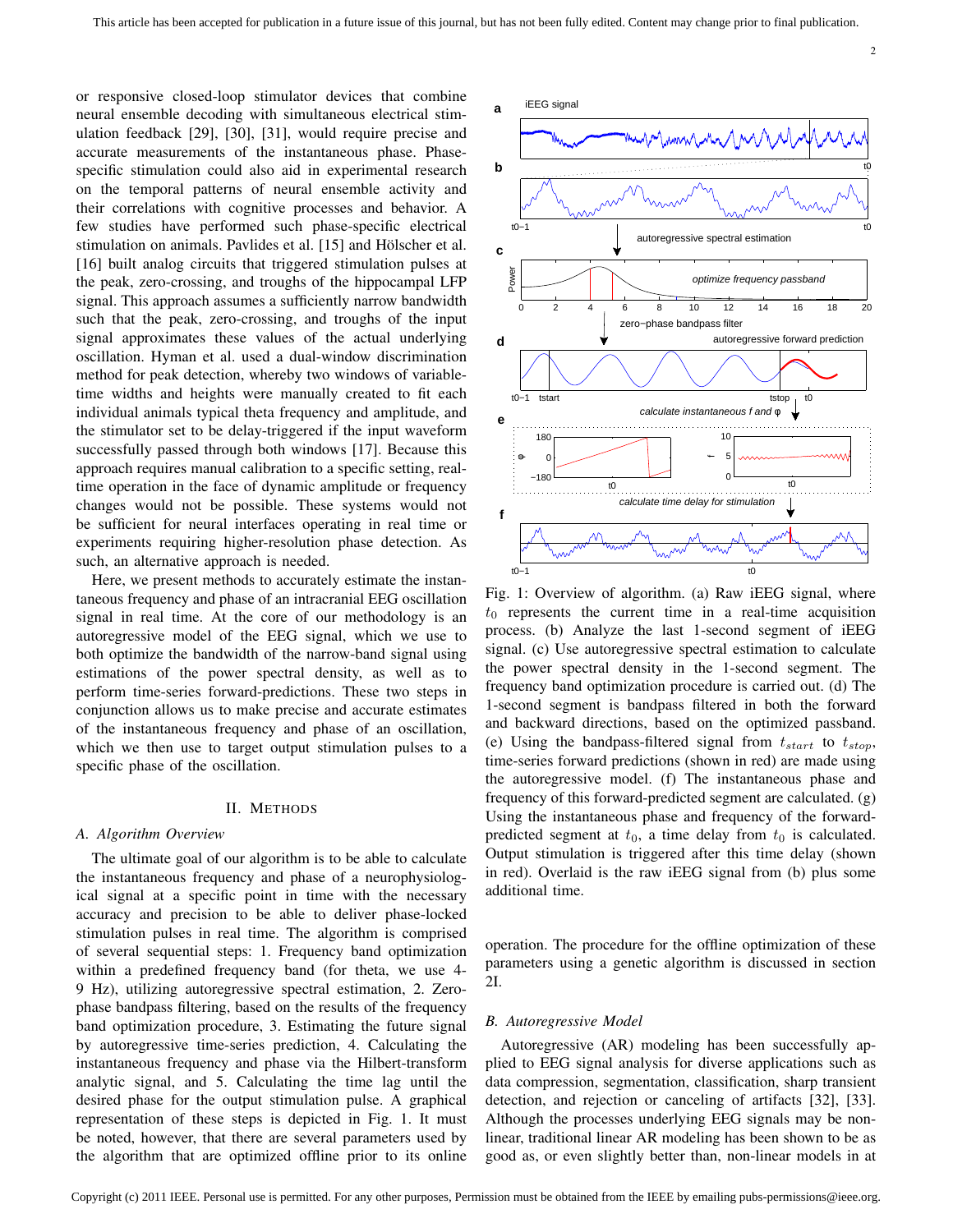or responsive closed-loop stimulator devices that combine neural ensemble decoding with simultaneous electrical stimulation feedback [29], [30], [31], would require precise and accurate measurements of the instantaneous phase. Phase-specific stimulation could also aid in experimental research on the temporal patterns of neural ensemble activity and their correlations with cognitive processes and behavior. A few studies have performed such phase-specific electrical stimulation on animals. Pavlides et al. [15] and Hölscher et al. [16] built analog circuits that triggered stimulation pulses at the peak, zero-crossing, and troughs of the hippocampal LFP signal. This approach assumes a sufficiently narrow bandwidth such that the peak, zero-crossing, and troughs of the input signal approximates these values of the actual underlying oscillation. Hyman et al. used a dual-window discrimination method for peak detection, whereby two windows of variable-time widths and heights were manually created to fit each individual animals typical theta frequency and amplitude, and the stimulator set to be delay-triggered if the input waveform successfully passed through both windows [17]. Because this approach requires manual calibration to a specific setting, real-time operation in the face of dynamic amplitude or frequency changes would not be possible. These systems would not be sufficient for neural interfaces operating in real time or experiments requiring higher-resolution phase detection. As such, an alternative approach is needed.

Here, we present methods to accurately estimate the instantaneous frequency and phase of an intracranial EEG oscillation signal in real time. At the core of our methodology is an autoregressive model of the EEG signal, which we use to both optimize the bandwidth of the narrow-band signal using estimations of the power spectral density, as well as to perform time-series forward-predictions. These two steps in conjunction allows us to make precise and accurate estimates of the instantaneous frequency and phase of an oscillation, which we then use to target output stimulation pulses to a specific phase of the oscillation.

## II. Methods

### A. Algorithm Overview

The ultimate goal of our algorithm is to be able to calculate the instantaneous frequency and phase of a neurophysiological signal at a specific point in time with the necessary accuracy and precision to be able to deliver phase-locked stimulation pulses in real time. The algorithm is comprised of several sequential steps: 1. Frequency band optimization within a predefined frequency band (for theta, we use 4-9 Hz), utilizing autoregressive spectral estimation, 2. Zero-phase bandpass filtering, based on the results of the frequency band optimization procedure, 3. Estimating the future signal by autoregressive time-series prediction, 4. Calculating the instantaneous frequency and phase via the Hilbert-transform analytic signal, and 5. Calculating the time lag until the desired phase for the output stimulation pulse. A graphical representation of these steps is depicted in Fig. 1. It must be noted, however, that there are several parameters used by the algorithm that are optimized offline prior to its online operation. The procedure for the offline optimization of these parameters using a genetic algorithm is discussed in section 2I.

a
iEEG signal
t0
b
t0−1
t0
autoregressive spectral estimation
c
Power
optimize frequency passband
0 2 4 6 8 10 12 14 16 18 20
zero−phase bandpass filter
d
autoregressive forward prediction
t0−1 tstart tstop t0
calculate instantaneous f and φ
e
φ
180
0
−180
t0
f
10
5
0
t0
calculate time delay for stimulation
f
t0−1
t0

Fig. 1: Overview of algorithm. (a) Raw iEEG signal, where $t_0$ represents the current time in a real-time acquisition process. (b) Analyze the last 1-second segment of iEEG signal. (c) Use autoregressive spectral estimation to calculate the power spectral density in the 1-second segment. The frequency band optimization procedure is carried out. (d) The 1-second segment is bandpass filtered in both the forward and backward directions, based on the optimized passband. (e) Using the bandpass-filtered signal from $t_{start}$ to $t_{stop}$, time-series forward predictions (shown in red) are made using the autoregressive model. (f) The instantaneous phase and frequency of this forward-predicted segment are calculated. (g) Using the instantaneous phase and frequency of the forward-predicted segment at $t_0$, a time delay from $t_0$ is calculated. Output stimulation is triggered after this time delay (shown in red). Overlaid is the raw iEEG signal from (b) plus some additional time.

### B. Autoregressive Model

Autoregressive (AR) modeling has been successfully applied to EEG signal analysis for diverse applications such as data compression, segmentation, classification, sharp transient detection, and rejection or canceling of artifacts [32], [33]. Although the processes underlying EEG signals may be non-linear, traditional linear AR modeling has been shown to be as good as, or even slightly better than, non-linear models in at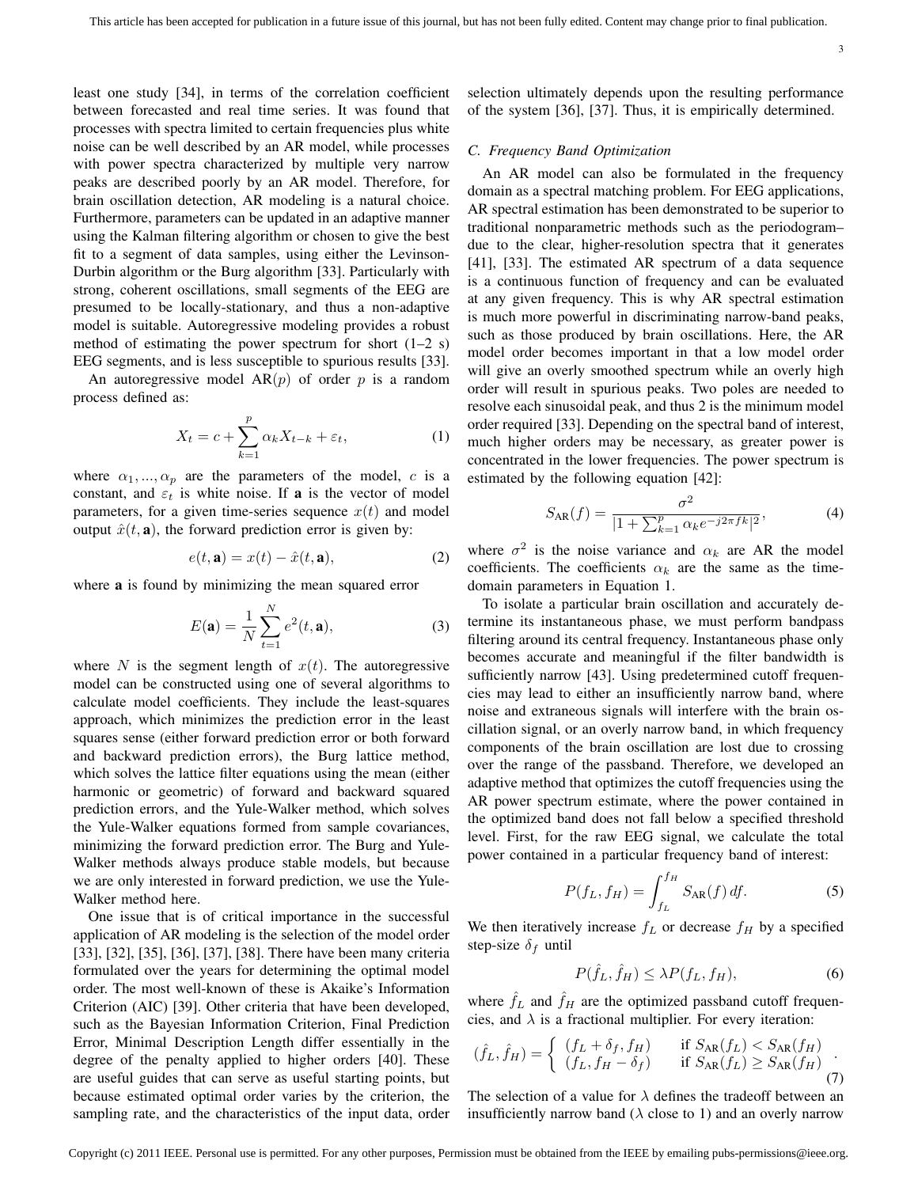least one study [34], in terms of the correlation coefficient between forecasted and real time series. It was found that processes with spectra limited to certain frequencies plus white noise can be well described by an AR model, while processes with power spectra characterized by multiple very narrow peaks are described poorly by an AR model. Therefore, for brain oscillation detection, AR modeling is a natural choice. Furthermore, parameters can be updated in an adaptive manner using the Kalman filtering algorithm or chosen to give the best fit to a segment of data samples, using either the Levinson-Durbin algorithm or the Burg algorithm [33]. Particularly with strong, coherent oscillations, small segments of the EEG are presumed to be locally-stationary, and thus a non-adaptive model is suitable. Autoregressive modeling provides a robust method of estimating the power spectrum for short (1–2 s) EEG segments, and is less susceptible to spurious results [33].

An autoregressive model AR($p$) of order $p$ is a random process defined as:

$$X_t = c + \sum_{k=1}^{p} \alpha_k X_{t-k} + \varepsilon_t, \tag{1}$$

where $\alpha_1, ..., \alpha_p$ are the parameters of the model, $c$ is a constant, and $\varepsilon_t$ is white noise. If $\mathbf{a}$ is the vector of model parameters, for a given time-series sequence $x(t)$ and model output $\hat{x}(t, \mathbf{a})$, the forward prediction error is given by:

$$e(t, \mathbf{a}) = x(t) - \hat{x}(t, \mathbf{a}), \tag{2}$$

where $\mathbf{a}$ is found by minimizing the mean squared error

$$E(\mathbf{a}) = \frac{1}{N} \sum_{t=1}^{N} e^2(t, \mathbf{a}), \tag{3}$$

where $N$ is the segment length of $x(t)$. The autoregressive model can be constructed using one of several algorithms to calculate model coefficients. They include the least-squares approach, which minimizes the prediction error in the least squares sense (either forward prediction error or both forward and backward prediction errors), the Burg lattice method, which solves the lattice filter equations using the mean (either harmonic or geometric) of forward and backward squared prediction errors, and the Yule-Walker method, which solves the Yule-Walker equations formed from sample covariances, minimizing the forward prediction error. The Burg and Yule-Walker methods always produce stable models, but because we are only interested in forward prediction, we use the Yule-Walker method here.

One issue that is of critical importance in the successful application of AR modeling is the selection of the model order [33], [32], [35], [36], [37], [38]. There have been many criteria formulated over the years for determining the optimal model order. The most well-known of these is Akaike's Information Criterion (AIC) [39]. Other criteria that have been developed, such as the Bayesian Information Criterion, Final Prediction Error, Minimal Description Length differ essentially in the degree of the penalty applied to higher orders [40]. These are useful guides that can serve as useful starting points, but because estimated optimal order varies by the criterion, the sampling rate, and the characteristics of the input data, order selection ultimately depends upon the resulting performance of the system [36], [37]. Thus, it is empirically determined.

### C. Frequency Band Optimization

An AR model can also be formulated in the frequency domain as a spectral matching problem. For EEG applications, AR spectral estimation has been demonstrated to be superior to traditional nonparametric methods such as the periodogram–due to the clear, higher-resolution spectra that it generates [41], [33]. The estimated AR spectrum of a data sequence is a continuous function of frequency and can be evaluated at any given frequency. This is why AR spectral estimation is much more powerful in discriminating narrow-band peaks, such as those produced by brain oscillations. Here, the AR model order becomes important in that a low model order will give an overly smoothed spectrum while an overly high order will result in spurious peaks. Two poles are needed to resolve each sinusoidal peak, and thus 2 is the minimum model order required [33]. Depending on the spectral band of interest, much higher orders may be necessary, as greater power is concentrated in the lower frequencies. The power spectrum is estimated by the following equation [42]:

$$S_{\text{AR}}(f) = \frac{\sigma^2}{|1 + \sum_{k=1}^{p} \alpha_k e^{-j2\pi fk}|^2}, \tag{4}$$

where $\sigma^2$ is the noise variance and $\alpha_k$ are AR the model coefficients. The coefficients $\alpha_k$ are the same as the time-domain parameters in Equation 1.

To isolate a particular brain oscillation and accurately determine its instantaneous phase, we must perform bandpass filtering around its central frequency. Instantaneous phase only becomes accurate and meaningful if the filter bandwidth is sufficiently narrow [43]. Using predetermined cutoff frequencies may lead to either an insufficiently narrow band, where noise and extraneous signals will interfere with the brain oscillation signal, or an overly narrow band, in which frequency components of the brain oscillation are lost due to crossing over the range of the passband. Therefore, we developed an adaptive method that optimizes the cutoff frequencies using the AR power spectrum estimate, where the power contained in the optimized band does not fall below a specified threshold level. First, for the raw EEG signal, we calculate the total power contained in a particular frequency band of interest:

$$P(f_L, f_H) = \int_{f_L}^{f_H} S_{\text{AR}}(f)\, df. \tag{5}$$

We then iteratively increase $f_L$ or decrease $f_H$ by a specified step-size $\delta_f$ until

$$P(\hat{f}_L, \hat{f}_H) \leq \lambda P(f_L, f_H), \tag{6}$$

where $\hat{f}_L$ and $\hat{f}_H$ are the optimized passband cutoff frequencies, and $\lambda$ is a fractional multiplier. For every iteration:

$$(\hat{f}_L, \hat{f}_H) = \begin{cases} (f_L + \delta_f, f_H) & \text{if } S_{\text{AR}}(f_L) < S_{\text{AR}}(f_H) \\ (f_L, f_H - \delta_f) & \text{if } S_{\text{AR}}(f_L) \geq S_{\text{AR}}(f_H) \end{cases}. \tag{7}$$

The selection of a value for $\lambda$ defines the tradeoff between an insufficiently narrow band ($\lambda$ close to 1) and an overly narrow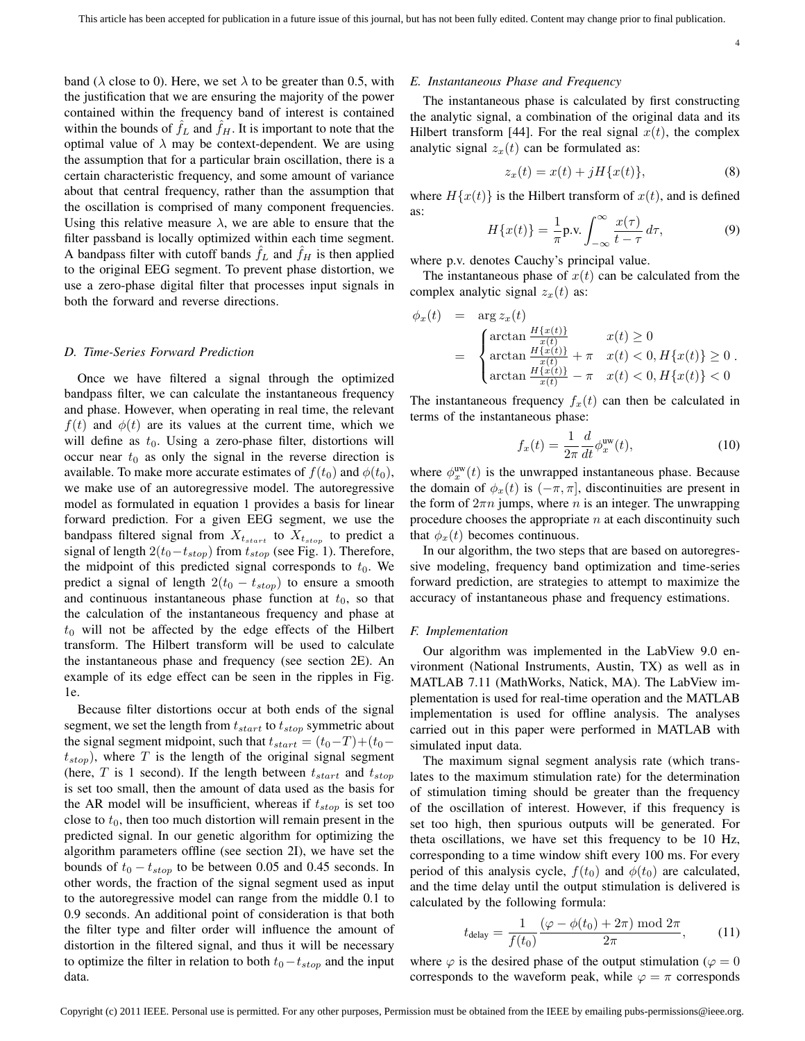band ($\lambda$ close to 0). Here, we set $\lambda$ to be greater than 0.5, with the justification that we are ensuring the majority of the power contained within the frequency band of interest is contained within the bounds of $\hat{f}_L$ and $\hat{f}_H$. It is important to note that the optimal value of $\lambda$ may be context-dependent. We are using the assumption that for a particular brain oscillation, there is a certain characteristic frequency, and some amount of variance about that central frequency, rather than the assumption that the oscillation is comprised of many component frequencies. Using this relative measure $\lambda$, we are able to ensure that the filter passband is locally optimized within each time segment. A bandpass filter with cutoff bands $\hat{f}_L$ and $\hat{f}_H$ is then applied to the original EEG segment. To prevent phase distortion, we use a zero-phase digital filter that processes input signals in both the forward and reverse directions.

### *D. Time-Series Forward Prediction*

Once we have filtered a signal through the optimized bandpass filter, we can calculate the instantaneous frequency and phase. However, when operating in real time, the relevant $f(t)$ and $\phi(t)$ are its values at the current time, which we will define as $t_0$. Using a zero-phase filter, distortions will occur near $t_0$ as only the signal in the reverse direction is available. To make more accurate estimates of $f(t_0)$ and $\phi(t_0)$, we make use of an autoregressive model. The autoregressive model as formulated in equation 1 provides a basis for linear forward prediction. For a given EEG segment, we use the bandpass filtered signal from $X_{t_{start}}$ to $X_{t_{stop}}$ to predict a signal of length $2(t_0 - t_{stop})$ from $t_{stop}$ (see Fig. 1). Therefore, the midpoint of this predicted signal corresponds to $t_0$. We predict a signal of length $2(t_0 - t_{stop})$ to ensure a smooth and continuous instantaneous phase function at $t_0$, so that the calculation of the instantaneous frequency and phase at $t_0$ will not be affected by the edge effects of the Hilbert transform. The Hilbert transform will be used to calculate the instantaneous phase and frequency (see section 2E). An example of its edge effect can be seen in the ripples in Fig. 1e.

Because filter distortions occur at both ends of the signal segment, we set the length from $t_{start}$ to $t_{stop}$ symmetric about the signal segment midpoint, such that $t_{start} = (t_0 - T) + (t_0 - t_{stop})$, where $T$ is the length of the original signal segment (here, $T$ is 1 second). If the length between $t_{start}$ and $t_{stop}$ is set too small, then the amount of data used as the basis for the AR model will be insufficient, whereas if $t_{stop}$ is set too close to $t_0$, then too much distortion will remain present in the predicted signal. In our genetic algorithm for optimizing the algorithm parameters offline (see section 2I), we have set the bounds of $t_0 - t_{stop}$ to be between 0.05 and 0.45 seconds. In other words, the fraction of the signal segment used as input to the autoregressive model can range from the middle 0.1 to 0.9 seconds. An additional point of consideration is that both the filter type and filter order will influence the amount of distortion in the filtered signal, and thus it will be necessary to optimize the filter in relation to both $t_0 - t_{stop}$ and the input data.

### *E. Instantaneous Phase and Frequency*

The instantaneous phase is calculated by first constructing the analytic signal, a combination of the original data and its Hilbert transform [44]. For the real signal $x(t)$, the complex analytic signal $z_x(t)$ can be formulated as:

$$z_x(t) = x(t) + jH\{x(t)\}, \tag{8}$$

where $H\{x(t)\}$ is the Hilbert transform of $x(t)$, and is defined as:

$$H\{x(t)\} = \frac{1}{\pi}\text{p.v.}\int_{-\infty}^{\infty} \frac{x(\tau)}{t-\tau}\, d\tau, \tag{9}$$

where p.v. denotes Cauchy's principal value.

The instantaneous phase of $x(t)$ can be calculated from the complex analytic signal $z_x(t)$ as:

$$\begin{aligned} \phi_x(t) &= \arg z_x(t) \\ &= \begin{cases} \arctan \frac{H\{x(t)\}}{x(t)} & x(t) \geq 0 \\ \arctan \frac{H\{x(t)\}}{x(t)} + \pi & x(t) < 0, H\{x(t)\} \geq 0 \\ \arctan \frac{H\{x(t)\}}{x(t)} - \pi & x(t) < 0, H\{x(t)\} < 0 \end{cases} . \end{aligned}$$

The instantaneous frequency $f_x(t)$ can then be calculated in terms of the instantaneous phase:

$$f_x(t) = \frac{1}{2\pi}\frac{d}{dt}\phi_x^{\text{uw}}(t), \tag{10}$$

where $\phi_x^{\text{uw}}(t)$ is the unwrapped instantaneous phase. Because the domain of $\phi_x(t)$ is $(-\pi, \pi]$, discontinuities are present in the form of $2\pi n$ jumps, where $n$ is an integer. The unwrapping procedure chooses the appropriate $n$ at each discontinuity such that $\phi_x(t)$ becomes continuous.

In our algorithm, the two steps that are based on autoregressive modeling, frequency band optimization and time-series forward prediction, are strategies to attempt to maximize the accuracy of instantaneous phase and frequency estimations.

### *F. Implementation*

Our algorithm was implemented in the LabView 9.0 environment (National Instruments, Austin, TX) as well as in MATLAB 7.11 (MathWorks, Natick, MA). The LabView implementation is used for real-time operation and the MATLAB implementation is used for offline analysis. The analyses carried out in this paper were performed in MATLAB with simulated input data.

The maximum signal segment analysis rate (which translates to the maximum stimulation rate) for the determination of stimulation timing should be greater than the frequency of the oscillation of interest. However, if this frequency is set too high, then spurious outputs will be generated. For theta oscillations, we have set this frequency to be 10 Hz, corresponding to a time window shift every 100 ms. For every period of this analysis cycle, $f(t_0)$ and $\phi(t_0)$ are calculated, and the time delay until the output stimulation is delivered is calculated by the following formula:

$$t_{\text{delay}} = \frac{1}{f(t_0)}\frac{(\varphi - \phi(t_0) + 2\pi) \bmod 2\pi}{2\pi}, \tag{11}$$

where $\varphi$ is the desired phase of the output stimulation ($\varphi = 0$ corresponds to the waveform peak, while $\varphi = \pi$ corresponds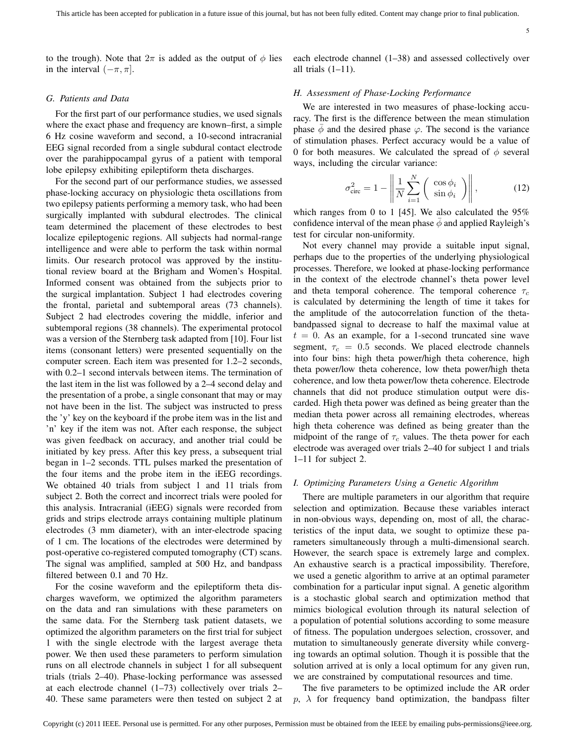to the trough). Note that $2\pi$ is added as the output of $\phi$ lies in the interval $(-\pi, \pi]$.

### G. Patients and Data

For the first part of our performance studies, we used signals where the exact phase and frequency are known–first, a simple 6 Hz cosine waveform and second, a 10-second intracranial EEG signal recorded from a single subdural contact electrode over the parahippocampal gyrus of a patient with temporal lobe epilepsy exhibiting epileptiform theta discharges.

For the second part of our performance studies, we assessed phase-locking accuracy on physiologic theta oscillations from two epilepsy patients performing a memory task, who had been surgically implanted with subdural electrodes. The clinical team determined the placement of these electrodes to best localize epileptogenic regions. All subjects had normal-range intelligence and were able to perform the task within normal limits. Our research protocol was approved by the institutional review board at the Brigham and Women's Hospital. Informed consent was obtained from the subjects prior to the surgical implantation. Subject 1 had electrodes covering the frontal, parietal and subtemporal areas (73 channels). Subject 2 had electrodes covering the middle, inferior and subtemporal regions (38 channels). The experimental protocol was a version of the Sternberg task adapted from [10]. Four list items (consonant letters) were presented sequentially on the computer screen. Each item was presented for 1.2–2 seconds, with 0.2–1 second intervals between items. The termination of the last item in the list was followed by a 2–4 second delay and the presentation of a probe, a single consonant that may or may not have been in the list. The subject was instructed to press the 'y' key on the keyboard if the probe item was in the list and 'n' key if the item was not. After each response, the subject was given feedback on accuracy, and another trial could be initiated by key press. After this key press, a subsequent trial began in 1–2 seconds. TTL pulses marked the presentation of the four items and the probe item in the iEEG recordings. We obtained 40 trials from subject 1 and 11 trials from subject 2. Both the correct and incorrect trials were pooled for this analysis. Intracranial (iEEG) signals were recorded from grids and strips electrode arrays containing multiple platinum electrodes (3 mm diameter), with an inter-electrode spacing of 1 cm. The locations of the electrodes were determined by post-operative co-registered computed tomography (CT) scans. The signal was amplified, sampled at 500 Hz, and bandpass filtered between 0.1 and 70 Hz.

For the cosine waveform and the epileptiform theta discharges waveform, we optimized the algorithm parameters on the data and ran simulations with these parameters on the same data. For the Sternberg task patient datasets, we optimized the algorithm parameters on the first trial for subject 1 with the single electrode with the largest average theta power. We then used these parameters to perform simulation runs on all electrode channels in subject 1 for all subsequent trials (trials 2–40). Phase-locking performance was assessed at each electrode channel (1–73) collectively over trials 2–40. These same parameters were then tested on subject 2 at each electrode channel (1–38) and assessed collectively over all trials (1–11).

### H. Assessment of Phase-Locking Performance

We are interested in two measures of phase-locking accuracy. The first is the difference between the mean stimulation phase $\bar{\phi}$ and the desired phase $\varphi$. The second is the variance of stimulation phases. Perfect accuracy would be a value of 0 for both measures. We calculated the spread of $\phi$ several ways, including the circular variance:

$$\sigma^2_{\text{circ}} = 1 - \left\| \frac{1}{N} \sum_{i=1}^{N} \begin{pmatrix} \cos \phi_i \\ \sin \phi_i \end{pmatrix} \right\|, \tag{12}$$

which ranges from 0 to 1 [45]. We also calculated the 95% confidence interval of the mean phase $\bar{\phi}$ and applied Rayleigh's test for circular non-uniformity.

Not every channel may provide a suitable input signal, perhaps due to the properties of the underlying physiological processes. Therefore, we looked at phase-locking performance in the context of the electrode channel's theta power level and theta temporal coherence. The temporal coherence $\tau_c$ is calculated by determining the length of time it takes for the amplitude of the autocorrelation function of the theta-bandpassed signal to decrease to half the maximal value at $t = 0$. As an example, for a 1-second truncated sine wave segment, $\tau_c = 0.5$ seconds. We placed electrode channels into four bins: high theta power/high theta coherence, high theta power/low theta coherence, low theta power/high theta coherence, and low theta power/low theta coherence. Electrode channels that did not produce stimulation output were discarded. High theta power was defined as being greater than the median theta power across all remaining electrodes, whereas high theta coherence was defined as being greater than the midpoint of the range of $\tau_c$ values. The theta power for each electrode was averaged over trials 2–40 for subject 1 and trials 1–11 for subject 2.

### I. Optimizing Parameters Using a Genetic Algorithm

There are multiple parameters in our algorithm that require selection and optimization. Because these variables interact in non-obvious ways, depending on, most of all, the characteristics of the input data, we sought to optimize these parameters simultaneously through a multi-dimensional search. However, the search space is extremely large and complex. An exhaustive search is a practical impossibility. Therefore, we used a genetic algorithm to arrive at an optimal parameter combination for a particular input signal. A genetic algorithm is a stochastic global search and optimization method that mimics biological evolution through its natural selection of a population of potential solutions according to some measure of fitness. The population undergoes selection, crossover, and mutation to simultaneously generate diversity while converging towards an optimal solution. Though it is possible that the solution arrived at is only a local optimum for any given run, we are constrained by computational resources and time.

The five parameters to be optimized include the AR order $p$, $\lambda$ for frequency band optimization, the bandpass filter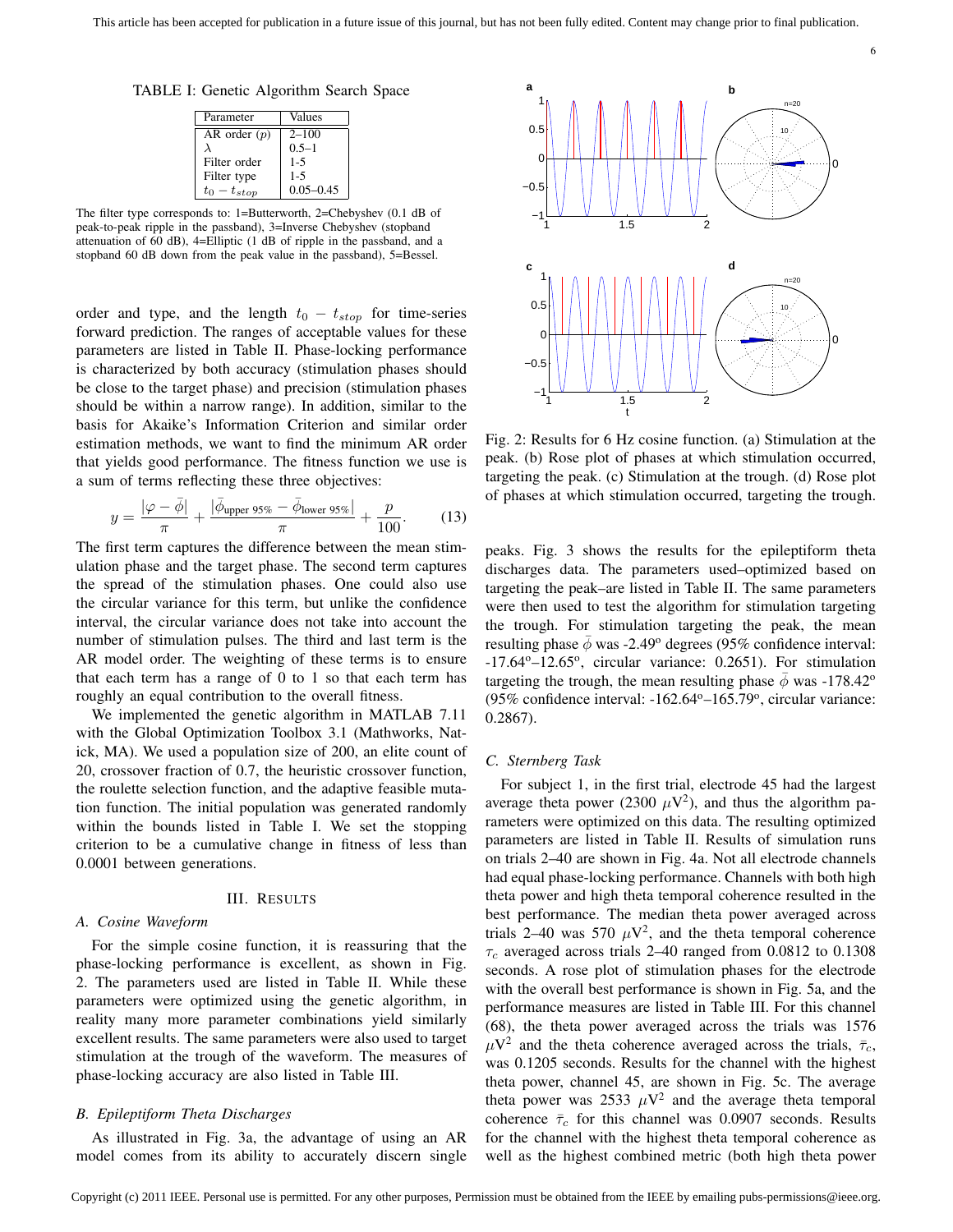TABLE I: Genetic Algorithm Search Space

| Parameter | Values |
|---|---|
| AR order ($p$) | 2–100 |
| $\lambda$ | 0.5–1 |
| Filter order | 1-5 |
| Filter type | 1-5 |
| $t_0 - t_{stop}$ | 0.05–0.45 |

The filter type corresponds to: 1=Butterworth, 2=Chebyshev (0.1 dB of peak-to-peak ripple in the passband), 3=Inverse Chebyshev (stopband attenuation of 60 dB), 4=Elliptic (1 dB of ripple in the passband, and a stopband 60 dB down from the peak value in the passband), 5=Bessel.

order and type, and the length $t_0 - t_{stop}$ for time-series forward prediction. The ranges of acceptable values for these parameters are listed in Table II. Phase-locking performance is characterized by both accuracy (stimulation phases should be close to the target phase) and precision (stimulation phases should be within a narrow range). In addition, similar to the basis for Akaike's Information Criterion and similar order estimation methods, we want to find the minimum AR order that yields good performance. The fitness function we use is a sum of terms reflecting these three objectives:

$$y = \frac{|\varphi - \bar{\phi}|}{\pi} + \frac{|\bar{\phi}_{\text{upper 95\%}} - \bar{\phi}_{\text{lower 95\%}}|}{\pi} + \frac{p}{100}. \qquad (13)$$

The first term captures the difference between the mean stimulation phase and the target phase. The second term captures the spread of the stimulation phases. One could also use the circular variance for this term, but unlike the confidence interval, the circular variance does not take into account the number of stimulation pulses. The third and last term is the AR model order. The weighting of these terms is to ensure that each term has a range of 0 to 1 so that each term has roughly an equal contribution to the overall fitness.

We implemented the genetic algorithm in MATLAB 7.11 with the Global Optimization Toolbox 3.1 (Mathworks, Natick, MA). We used a population size of 200, an elite count of 20, crossover fraction of 0.7, the heuristic crossover function, the roulette selection function, and the adaptive feasible mutation function. The initial population was generated randomly within the bounds listed in Table I. We set the stopping criterion to be a cumulative change in fitness of less than 0.0001 between generations.

## III. Results

### A. Cosine Waveform

For the simple cosine function, it is reassuring that the phase-locking performance is excellent, as shown in Fig. 2. The parameters used are listed in Table II. While these parameters were optimized using the genetic algorithm, in reality many more parameter combinations yield similarly excellent results. The same parameters were also used to target stimulation at the trough of the waveform. The measures of phase-locking accuracy are also listed in Table III.

### B. Epileptiform Theta Discharges

As illustrated in Fig. 3a, the advantage of using an AR model comes from its ability to accurately discern single peaks. Fig. 3 shows the results for the epileptiform theta discharges data. The parameters used–optimized based on targeting the peak–are listed in Table II. The same parameters were then used to test the algorithm for stimulation targeting the trough. For stimulation targeting the peak, the mean resulting phase $\bar{\phi}$ was -2.49° degrees (95% confidence interval: -17.64°–12.65°, circular variance: 0.2651). For stimulation targeting the trough, the mean resulting phase $\bar{\phi}$ was -178.42° (95% confidence interval: -162.64°–165.79°, circular variance: 0.2867).

Fig. 2: Results for 6 Hz cosine function. (a) Stimulation at the peak. (b) Rose plot of phases at which stimulation occurred, targeting the peak. (c) Stimulation at the trough. (d) Rose plot of phases at which stimulation occurred, targeting the trough.

### C. Sternberg Task

For subject 1, in the first trial, electrode 45 had the largest average theta power (2300 $\mu V^2$), and thus the algorithm parameters were optimized on this data. The resulting optimized parameters are listed in Table II. Results of simulation runs on trials 2–40 are shown in Fig. 4a. Not all electrode channels had equal phase-locking performance. Channels with both high theta power and high theta temporal coherence resulted in the best performance. The median theta power averaged across trials 2–40 was 570 $\mu V^2$, and the theta temporal coherence $\tau_c$ averaged across trials 2–40 ranged from 0.0812 to 0.1308 seconds. A rose plot of stimulation phases for the electrode with the overall best performance is shown in Fig. 5a, and the performance measures are listed in Table III. For this channel (68), the theta power averaged across the trials was 1576 $\mu V^2$ and the theta coherence averaged across the trials, $\bar{\tau}_c$, was 0.1205 seconds. Results for the channel with the highest theta power, channel 45, are shown in Fig. 5c. The average theta power was 2533 $\mu V^2$ and the average theta temporal coherence $\bar{\tau}_c$ for this channel was 0.0907 seconds. Results for the channel with the highest theta temporal coherence as well as the highest combined metric (both high theta power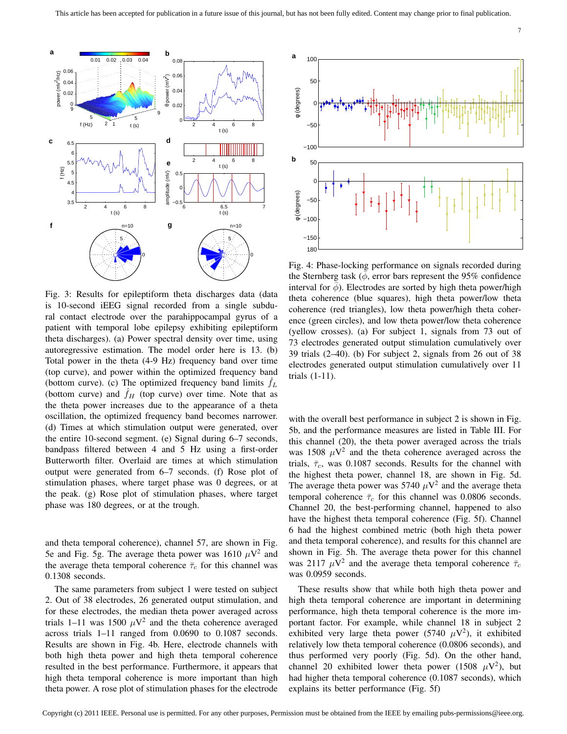Fig. 3: Results for epileptiform theta discharges data (data is 10-second iEEG signal recorded from a single subdural contact electrode over the parahippocampal gyrus of a patient with temporal lobe epilepsy exhibiting epileptiform theta discharges). (a) Power spectral density over time, using autoregressive estimation. The model order here is 13. (b) Total power in the theta (4-9 Hz) frequency band over time (top curve), and power within the optimized frequency band (bottom curve). (c) The optimized frequency band limits $\hat{f}_L$ (bottom curve) and $\hat{f}_H$ (top curve) over time. Note that as the theta power increases due to the appearance of a theta oscillation, the optimized frequency band becomes narrower. (d) Times at which stimulation output were generated, over the entire 10-second segment. (e) Signal during 6–7 seconds, bandpass filtered between 4 and 5 Hz using a first-order Butterworth filter. Overlaid are times at which stimulation output were generated from 6–7 seconds. (f) Rose plot of stimulation phases, where target phase was 0 degrees, or at the peak. (g) Rose plot of stimulation phases, where target phase was 180 degrees, or at the trough.

Fig. 4: Phase-locking performance on signals recorded during the Sternberg task ($\bar{\phi}$, error bars represent the 95% confidence interval for $\bar{\phi}$). Electrodes are sorted by high theta power/high theta coherence (blue squares), high theta power/low theta coherence (red triangles), low theta power/high theta coherence (green circles), and low theta power/low theta coherence (yellow crosses). (a) For subject 1, signals from 73 out of 73 electrodes generated output stimulation cumulatively over 39 trials (2–40). (b) For subject 2, signals from 26 out of 38 electrodes generated output stimulation cumulatively over 11 trials (1-11).

and theta temporal coherence), channel 57, are shown in Fig. 5e and Fig. 5g. The average theta power was 1610 $\mu V^2$ and the average theta temporal coherence $\bar{\tau}_c$ for this channel was 0.1308 seconds.

The same parameters from subject 1 were tested on subject 2. Out of 38 electrodes, 26 generated output stimulation, and for these electrodes, the median theta power averaged across trials 1–11 was 1500 $\mu V^2$ and the theta coherence averaged across trials 1–11 ranged from 0.0690 to 0.1087 seconds. Results are shown in Fig. 4b. Here, electrode channels with both high theta power and high theta temporal coherence resulted in the best performance. Furthermore, it appears that high theta temporal coherence is more important than high theta power. A rose plot of stimulation phases for the electrode with the overall best performance in subject 2 is shown in Fig. 5b, and the performance measures are listed in Table III. For this channel (20), the theta power averaged across the trials was 1508 $\mu V^2$ and the theta coherence averaged across the trials, $\bar{\tau}_c$, was 0.1087 seconds. Results for the channel with the highest theta power, channel 18, are shown in Fig. 5d. The average theta power was 5740 $\mu V^2$ and the average theta temporal coherence $\bar{\tau}_c$ for this channel was 0.0806 seconds. Channel 20, the best-performing channel, happened to also have the highest theta temporal coherence (Fig. 5f). Channel 6 had the highest combined metric (both high theta power and theta temporal coherence), and results for this channel are shown in Fig. 5h. The average theta power for this channel was 2117 $\mu V^2$ and the average theta temporal coherence $\bar{\tau}_c$ was 0.0959 seconds.

These results show that while both high theta power and high theta temporal coherence are important in determining performance, high theta temporal coherence is the more important factor. For example, while channel 18 in subject 2 exhibited very large theta power (5740 $\mu V^2$), it exhibited relatively low theta temporal coherence (0.0806 seconds), and thus performed very poorly (Fig. 5d). On the other hand, channel 20 exhibited lower theta power (1508 $\mu V^2$), but had higher theta temporal coherence (0.1087 seconds), which explains its better performance (Fig. 5f)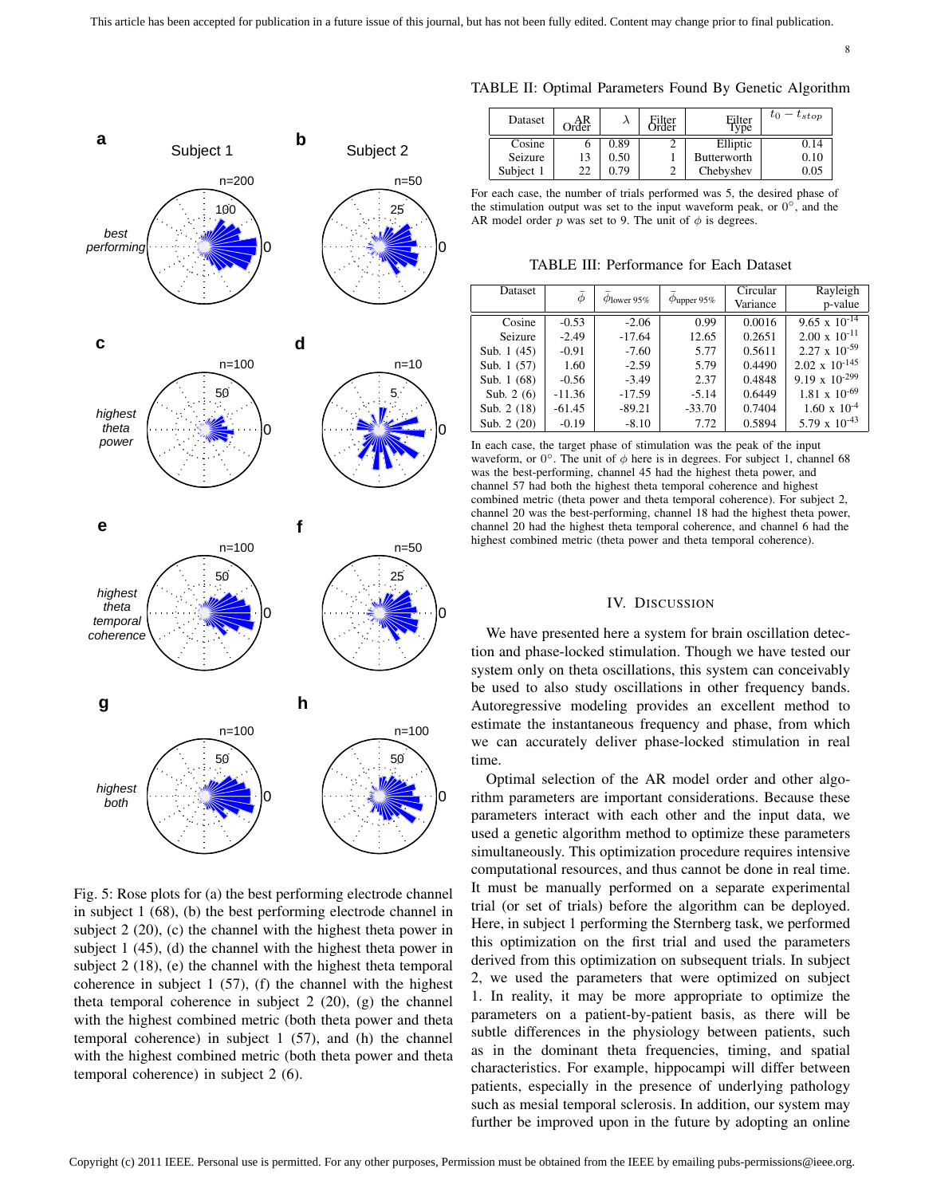Fig. 5: Rose plots for (a) the best performing electrode channel in subject 1 (68), (b) the best performing electrode channel in subject 2 (20), (c) the channel with the highest theta power in subject 1 (45), (d) the channel with the highest theta power in subject 2 (18), (e) the channel with the highest theta temporal coherence in subject 1 (57), (f) the channel with the highest theta temporal coherence in subject 2 (20), (g) the channel with the highest combined metric (both theta power and theta temporal coherence) in subject 1 (57), and (h) the channel with the highest combined metric (both theta power and theta temporal coherence) in subject 2 (6).

TABLE II: Optimal Parameters Found By Genetic Algorithm

| Dataset | AR Order | $\lambda$ | Filter Order | Filter Type | $t_0 - t_{stop}$ |
|---|---|---|---|---|---|
| Cosine | 6 | 0.89 | 2 | Elliptic | 0.14 |
| Seizure | 13 | 0.50 | 1 | Butterworth | 0.10 |
| Subject 1 | 22 | 0.79 | 2 | Chebyshev | 0.05 |

For each case, the number of trials performed was 5, the desired phase of the stimulation output was set to the input waveform peak, or 0°, and the AR model order $p$ was set to 9. The unit of $\phi$ is degrees.

TABLE III: Performance for Each Dataset

| Dataset | $\bar{\phi}$ | $\bar{\phi}_{\text{lower 95\%}}$ | $\bar{\phi}_{\text{upper 95\%}}$ | Circular Variance | Rayleigh p-value |
|---|---|---|---|---|---|
| Cosine | -0.53 | -2.06 | 0.99 | 0.0016 | $9.65 \times 10^{-14}$ |
| Seizure | -2.49 | -17.64 | 12.65 | 0.2651 | $2.00 \times 10^{-11}$ |
| Sub. 1 (45) | -0.91 | -7.60 | 5.77 | 0.5611 | $2.27 \times 10^{-59}$ |
| Sub. 1 (57) | 1.60 | -2.59 | 5.79 | 0.4490 | $2.02 \times 10^{-145}$ |
| Sub. 1 (68) | -0.56 | -3.49 | 2.37 | 0.4848 | $9.19 \times 10^{-299}$ |
| Sub. 2 (6) | -11.36 | -17.59 | -5.14 | 0.6449 | $1.81 \times 10^{-69}$ |
| Sub. 2 (18) | -61.45 | -89.21 | -33.70 | 0.7404 | $1.60 \times 10^{-4}$ |
| Sub. 2 (20) | -0.19 | -8.10 | 7.72 | 0.5894 | $5.79 \times 10^{-43}$ |

In each case, the target phase of stimulation was the peak of the input waveform, or 0°. The unit of $\phi$ here is in degrees. For subject 1, channel 68 was the best-performing, channel 45 had the highest theta power, and channel 57 had both the highest theta temporal coherence and highest combined metric (theta power and theta temporal coherence). For subject 2, channel 20 was the best-performing, channel 18 had the highest theta power, channel 20 had the highest theta temporal coherence, and channel 6 had the highest combined metric (theta power and theta temporal coherence).

## IV. Discussion

We have presented here a system for brain oscillation detection and phase-locked stimulation. Though we have tested our system only on theta oscillations, this system can conceivably be used to also study oscillations in other frequency bands. Autoregressive modeling provides an excellent method to estimate the instantaneous frequency and phase, from which we can accurately deliver phase-locked stimulation in real time.

Optimal selection of the AR model order and other algorithm parameters are important considerations. Because these parameters interact with each other and the input data, we used a genetic algorithm method to optimize these parameters simultaneously. This optimization procedure requires intensive computational resources, and thus cannot be done in real time. It must be manually performed on a separate experimental trial (or set of trials) before the algorithm can be deployed. Here, in subject 1 performing the Sternberg task, we performed this optimization on the first trial and used the parameters derived from this optimization on subsequent trials. In subject 2, we used the parameters that were optimized on subject 1. In reality, it may be more appropriate to optimize the parameters on a patient-by-patient basis, as there will be subtle differences in the physiology between patients, such as in the dominant theta frequencies, timing, and spatial characteristics. For example, hippocampi will differ between patients, especially in the presence of underlying pathology such as mesial temporal sclerosis. In addition, our system may further be improved upon in the future by adopting an online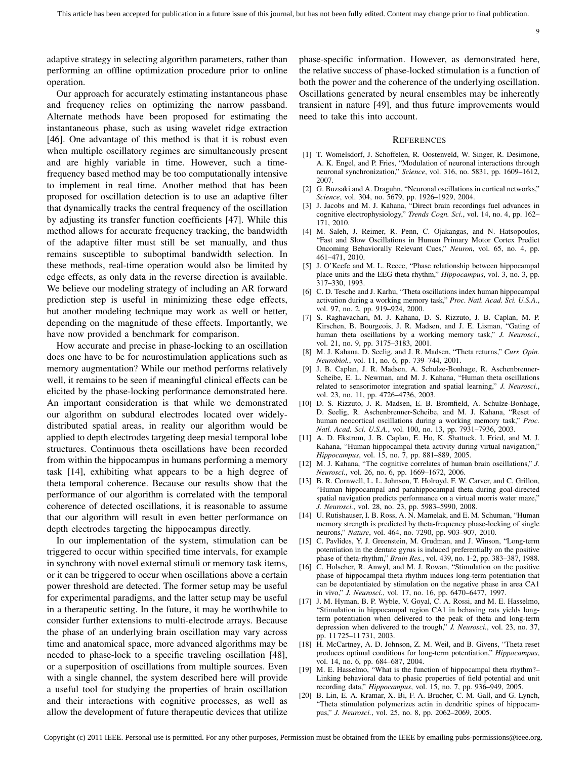adaptive strategy in selecting algorithm parameters, rather than performing an offline optimization procedure prior to online operation.

Our approach for accurately estimating instantaneous phase and frequency relies on optimizing the narrow passband. Alternate methods have been proposed for estimating the instantaneous phase, such as using wavelet ridge extraction [46]. One advantage of this method is that it is robust even when multiple oscillatory regimes are simultaneously present and are highly variable in time. However, such a time-frequency based method may be too computationally intensive to implement in real time. Another method that has been proposed for oscillation detection is to use an adaptive filter that dynamically tracks the central frequency of the oscillation by adjusting its transfer function coefficients [47]. While this method allows for accurate frequency tracking, the bandwidth of the adaptive filter must still be set manually, and thus remains susceptible to suboptimal bandwidth selection. In these methods, real-time operation would also be limited by edge effects, as only data in the reverse direction is available. We believe our modeling strategy of including an AR forward prediction step is useful in minimizing these edge effects, but another modeling technique may work as well or better, depending on the magnitude of these effects. Importantly, we have now provided a benchmark for comparison.

How accurate and precise in phase-locking to an oscillation does one have to be for neurostimulation applications such as memory augmentation? While our method performs relatively well, it remains to be seen if meaningful clinical effects can be elicited by the phase-locking performance demonstrated here. An important consideration is that while we demonstrated our algorithm on subdural electrodes located over widely-distributed spatial areas, in reality our algorithm would be applied to depth electrodes targeting deep mesial temporal lobe structures. Continuous theta oscillations have been recorded from within the hippocampus in humans performing a memory task [14], exhibiting what appears to be a high degree of theta temporal coherence. Because our results show that the performance of our algorithm is correlated with the temporal coherence of detected oscillations, it is reasonable to assume that our algorithm will result in even better performance on depth electrodes targeting the hippocampus directly.

In our implementation of the system, stimulation can be triggered to occur within specified time intervals, for example in synchrony with novel external stimuli or memory task items, or it can be triggered to occur when oscillations above a certain power threshold are detected. The former setup may be useful for experimental paradigms, and the latter setup may be useful in a therapeutic setting. In the future, it may be worthwhile to consider further extensions to multi-electrode arrays. Because the phase of an underlying brain oscillation may vary across time and anatomical space, more advanced algorithms may be needed to phase-lock to a specific traveling oscillation [48], or a superposition of oscillations from multiple sources. Even with a single channel, the system described here will provide a useful tool for studying the properties of brain oscillation and their interactions with cognitive processes, as well as allow the development of future therapeutic devices that utilize phase-specific information. However, as demonstrated here, the relative success of phase-locked stimulation is a function of both the power and the coherence of the underlying oscillation. Oscillations generated by neural ensembles may be inherently transient in nature [49], and thus future improvements would need to take this into account.

## References

[1] T. Womelsdorf, J. Schoffelen, R. Oostenveld, W. Singer, R. Desimone, A. K. Engel, and P. Fries, "Modulation of neuronal interactions through neuronal synchronization," *Science*, vol. 316, no. 5831, pp. 1609–1612, 2007.

[2] G. Buzsaki and A. Draguhn, "Neuronal oscillations in cortical networks," *Science*, vol. 304, no. 5679, pp. 1926–1929, 2004.

[3] J. Jacobs and M. J. Kahana, "Direct brain recordings fuel advances in cognitive electrophysiology," *Trends Cogn. Sci.*, vol. 14, no. 4, pp. 162–171, 2010.

[4] M. Saleh, J. Reimer, R. Penn, C. Ojakangas, and N. Hatsopoulos, "Fast and Slow Oscillations in Human Primary Motor Cortex Predict Oncoming Behaviorally Relevant Cues," *Neuron*, vol. 65, no. 4, pp. 461–471, 2010.

[5] J. O'Keefe and M. L. Recce, "Phase relationship between hippocampal place units and the EEG theta rhythm," *Hippocampus*, vol. 3, no. 3, pp. 317–330, 1993.

[6] C. D. Tesche and J. Karhu, "Theta oscillations index human hippocampal activation during a working memory task," *Proc. Natl. Acad. Sci. U.S.A.*, vol. 97, no. 2, pp. 919–924, 2000.

[7] S. Raghavachari, M. J. Kahana, D. S. Rizzuto, J. B. Caplan, M. P. Kirschen, B. Bourgeois, J. R. Madsen, and J. E. Lisman, "Gating of human theta oscillations by a working memory task," *J. Neurosci.*, vol. 21, no. 9, pp. 3175–3183, 2001.

[8] M. J. Kahana, D. Seelig, and J. R. Madsen, "Theta returns," *Curr. Opin. Neurobiol.*, vol. 11, no. 6, pp. 739–744, 2001.

[9] J. B. Caplan, J. R. Madsen, A. Schulze-Bonhage, R. Aschenbrenner-Scheibe, E. L. Newman, and M. J. Kahana, "Human theta oscillations related to sensorimotor integration and spatial learning," *J. Neurosci.*, vol. 23, no. 11, pp. 4726–4736, 2003.

[10] D. S. Rizzuto, J. R. Madsen, E. B. Bromfield, A. Schulze-Bonhage, D. Seelig, R. Aschenbrenner-Scheibe, and M. J. Kahana, "Reset of human neocortical oscillations during a working memory task," *Proc. Natl. Acad. Sci. U.S.A.*, vol. 100, no. 13, pp. 7931–7936, 2003.

[11] A. D. Ekstrom, J. B. Caplan, E. Ho, K. Shattuck, I. Fried, and M. J. Kahana, "Human hippocampal theta activity during virtual navigation," *Hippocampus*, vol. 15, no. 7, pp. 881–889, 2005.

[12] M. J. Kahana, "The cognitive correlates of human brain oscillations," *J. Neurosci.*, vol. 26, no. 6, pp. 1669–1672, 2006.

[13] B. R. Cornwell, L. L. Johnson, T. Holroyd, F. W. Carver, and C. Grillon, "Human hippocampal and parahippocampal theta during goal-directed spatial navigation predicts performance on a virtual morris water maze," *J. Neurosci.*, vol. 28, no. 23, pp. 5983–5990, 2008.

[14] U. Rutishauser, I. B. Ross, A. N. Mamelak, and E. M. Schuman, "Human memory strength is predicted by theta-frequency phase-locking of single neurons," *Nature*, vol. 464, no. 7290, pp. 903–907, 2010.

[15] C. Pavlides, Y. J. Greenstein, M. Grudman, and J. Winson, "Long-term potentiation in the dentate gyrus is induced preferentially on the positive phase of theta-rhythm," *Brain Res.*, vol. 439, no. 1-2, pp. 383–387, 1988.

[16] C. Holscher, R. Anwyl, and M. J. Rowan, "Stimulation on the positive phase of hippocampal theta rhythm induces long-term potentiation that can be depotentiated by stimulation on the negative phase in area CA1 in vivo," *J. Neurosci.*, vol. 17, no. 16, pp. 6470–6477, 1997.

[17] J. M. Hyman, B. P. Wyble, V. Goyal, C. A. Rossi, and M. E. Hasselmo, "Stimulation in hippocampal region CA1 in behaving rats yields long-term potentiation when delivered to the peak of theta and long-term depression when delivered to the trough," *J. Neurosci.*, vol. 23, no. 37, pp. 11 725–11 731, 2003.

[18] H. McCartney, A. D. Johnson, Z. M. Weil, and B. Givens, "Theta reset produces optimal conditions for long-term potentiation," *Hippocampus*, vol. 14, no. 6, pp. 684–687, 2004.

[19] M. E. Hasselmo, "What is the function of hippocampal theta rhythm?–Linking behavioral data to phasic properties of field potential and unit recording data," *Hippocampus*, vol. 15, no. 7, pp. 936–949, 2005.

[20] B. Lin, E. A. Kramar, X. Bi, F. A. Brucher, C. M. Gall, and G. Lynch, "Theta stimulation polymerizes actin in dendritic spines of hippocampus," *J. Neurosci.*, vol. 25, no. 8, pp. 2062–2069, 2005.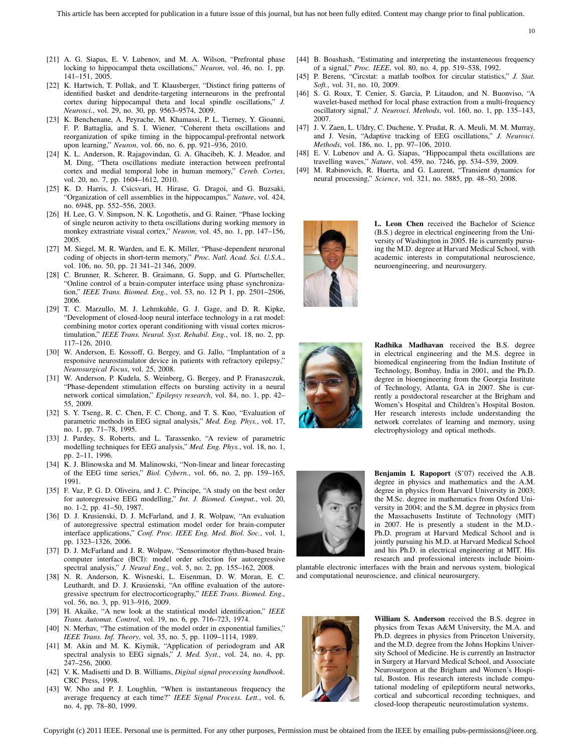[21] A. G. Siapas, E. V. Lubenov, and M. A. Wilson, "Prefrontal phase locking to hippocampal theta oscillations," *Neuron*, vol. 46, no. 1, pp. 141–151, 2005.

[22] K. Hartwich, T. Pollak, and T. Klausberger, "Distinct firing patterns of identified basket and dendrite-targeting interneurons in the prefrontal cortex during hippocampal theta and local spindle oscillations," *J. Neurosci.*, vol. 29, no. 30, pp. 9563–9574, 2009.

[23] K. Benchenane, A. Peyrache, M. Khamassi, P. L. Tierney, Y. Gioanni, F. P. Battaglia, and S. I. Wiener, "Coherent theta oscillations and reorganization of spike timing in the hippocampal-prefrontal network upon learning," *Neuron*, vol. 66, no. 6, pp. 921–936, 2010.

[24] K. L. Anderson, R. Rajagovindan, G. A. Ghacibeh, K. J. Meador, and M. Ding, "Theta oscillations mediate interaction between prefrontal cortex and medial temporal lobe in human memory," *Cereb. Cortex*, vol. 20, no. 7, pp. 1604–1612, 2010.

[25] K. D. Harris, J. Csicsvari, H. Hirase, G. Dragoi, and G. Buzsaki, "Organization of cell assemblies in the hippocampus," *Nature*, vol. 424, no. 6948, pp. 552–556, 2003.

[26] H. Lee, G. V. Simpson, N. K. Logothetis, and G. Rainer, "Phase locking of single neuron activity to theta oscillations during working memory in monkey extrastriate visual cortex," *Neuron*, vol. 45, no. 1, pp. 147–156, 2005.

[27] M. Siegel, M. R. Warden, and E. K. Miller, "Phase-dependent neuronal coding of objects in short-term memory," *Proc. Natl. Acad. Sci. U.S.A.*, vol. 106, no. 50, pp. 21 341–21 346, 2009.

[28] C. Brunner, R. Scherer, B. Graimann, G. Supp, and G. Pfurtscheller, "Online control of a brain-computer interface using phase synchronization," *IEEE Trans. Biomed. Eng.*, vol. 53, no. 12 Pt 1, pp. 2501–2506, 2006.

[29] T. C. Marzullo, M. J. Lehmkuhle, G. J. Gage, and D. R. Kipke, "Development of closed-loop neural interface technology in a rat model: combining motor cortex operant conditioning with visual cortex microstimulation," *IEEE Trans. Neural. Syst. Rehabil. Eng.*, vol. 18, no. 2, pp. 117–126, 2010.

[30] W. Anderson, E. Kossoff, G. Bergey, and G. Jallo, "Implantation of a responsive neurostimulator device in patients with refractory epilepsy," *Neurosurgical Focus*, vol. 25, 2008.

[31] W. Anderson, P. Kudela, S. Weinberg, G. Bergey, and P. Franaszczuk, "Phase-dependent stimulation effects on bursting activity in a neural network cortical simulation," *Epilepsy research*, vol. 84, no. 1, pp. 42–55, 2009.

[32] S. Y. Tseng, R. C. Chen, F. C. Chong, and T. S. Kuo, "Evaluation of parametric methods in EEG signal analysis," *Med. Eng. Phys.*, vol. 17, no. 1, pp. 71–78, 1995.

[33] J. Pardey, S. Roberts, and L. Tarassenko, "A review of parametric modelling techniques for EEG analysis," *Med. Eng. Phys.*, vol. 18, no. 1, pp. 2–11, 1996.

[34] K. J. Blinowska and M. Malinowski, "Non-linear and linear forecasting of the EEG time series," *Biol. Cybern.*, vol. 66, no. 2, pp. 159–165, 1991.

[35] F. Vaz, P. G. D. Oliveira, and J. C. Principe, "A study on the best order for autoregressive EEG modelling," *Int. J. Biomed. Comput.*, vol. 20, no. 1-2, pp. 41–50, 1987.

[36] D. J. Krusienski, D. J. McFarland, and J. R. Wolpaw, "An evaluation of autoregressive spectral estimation model order for brain-computer interface applications," *Conf. Proc. IEEE Eng. Med. Biol. Soc.*, vol. 1, pp. 1323–1326, 2006.

[37] D. J. McFarland and J. R. Wolpaw, "Sensorimotor rhythm-based brain-computer interface (BCI): model order selection for autoregressive spectral analysis," *J. Neural Eng.*, vol. 5, no. 2, pp. 155–162, 2008.

[38] N. R. Anderson, K. Wisneski, L. Eisenman, D. W. Moran, E. C. Leuthardt, and D. J. Krusienski, "An offline evaluation of the autoregressive spectrum for electrocorticography," *IEEE Trans. Biomed. Eng.*, vol. 56, no. 3, pp. 913–916, 2009.

[39] H. Akaike, "A new look at the statistical model identification," *IEEE Trans. Automat. Control*, vol. 19, no. 6, pp. 716–723, 1974.

[40] N. Merhav, "The estimation of the model order in exponential families," *IEEE Trans. Inf. Theory*, vol. 35, no. 5, pp. 1109–1114, 1989.

[41] M. Akin and M. K. Kiymik, "Application of periodogram and AR spectral analysis to EEG signals," *J. Med. Syst.*, vol. 24, no. 4, pp. 247–256, 2000.

[42] V. K. Madisetti and D. B. Williams, *Digital signal processing handbook*. CRC Press, 1998.

[43] W. Nho and P. J. Loughlin, "When is instantaneous frequency the average frequency at each time?" *IEEE Signal Process. Lett.*, vol. 6, no. 4, pp. 78–80, 1999.

[44] B. Boashash, "Estimating and interpreting the instanteneous frequency of a signal," *Proc. IEEE*, vol. 80, no. 4, pp. 519–538, 1992.

[45] P. Berens, "Circstat: a matlab toolbox for circular statistics," *J. Stat. Soft.*, vol. 31, no. 10, 2009.

[46] S. G. Roux, T. Cenier, S. Garcia, P. Litaudon, and N. Buonviso, "A wavelet-based method for local phase extraction from a multi-frequency oscillatory signal," *J. Neurosci. Methods*, vol. 160, no. 1, pp. 135–143, 2007.

[47] J. V. Zaen, L. Uldry, C. Duchene, Y. Prudat, R. A. Meuli, M. M. Murray, and J. Vesin, "Adaptive tracking of EEG oscillations," *J. Neurosci. Methods*, vol. 186, no. 1, pp. 97–106, 2010.

[48] E. V. Lubenov and A. G. Siapas, "Hippocampal theta oscillations are travelling waves," *Nature*, vol. 459, no. 7246, pp. 534–539, 2009.

[49] M. Rabinovich, R. Huerta, and G. Laurent, "Transient dynamics for neural processing," *Science*, vol. 321, no. 5885, pp. 48–50, 2008.

**L. Leon Chen** received the Bachelor of Science (B.S.) degree in electrical engineering from the University of Washington in 2005. He is currently pursuing the M.D. degree at Harvard Medical School, with academic interests in computational neuroscience, neuroengineering, and neurosurgery.

**Radhika Madhavan** received the B.S. degree in electrical engineering and the M.S. degree in biomedical engineering from the Indian Institute of Technology, Bombay, India in 2001, and the Ph.D. degree in bioengineering from the Georgia Institute of Technology, Atlanta, GA in 2007. She is currently a postdoctoral researcher at the Brigham and Women's Hospital and Children's Hospital Boston. Her research interests include understanding the network correlates of learning and memory, using electrophysiology and optical methods.

**Benjamin I. Rapoport** (S'07) received the A.B. degree in physics and mathematics and the A.M. degree in physics from Harvard University in 2003; the M.Sc. degree in mathematics from Oxford University in 2004; and the S.M. degree in physics from the Massachusetts Institute of Technology (MIT) in 2007. He is presently a student in the M.D.-Ph.D. program at Harvard Medical School and is jointly pursuing his M.D. at Harvard Medical School and his Ph.D. in electrical engineering at MIT. His research and professional interests include bioimplantable electronic interfaces with the brain and nervous system, biological and computational neuroscience, and clinical neurosurgery.

**William S. Anderson** received the B.S. degree in physics from Texas A&M University, the M.A. and Ph.D. degrees in physics from Princeton University, and the M.D. degree from the Johns Hopkins University School of Medicine. He is currently an Instructor in Surgery at Harvard Medical School, and Associate Neurosurgeon at the Brigham and Women's Hospital, Boston. His research interests include computational modeling of epileptiform neural networks, cortical and subcortical recording techniques, and closed-loop therapeutic neurostimulation systems.